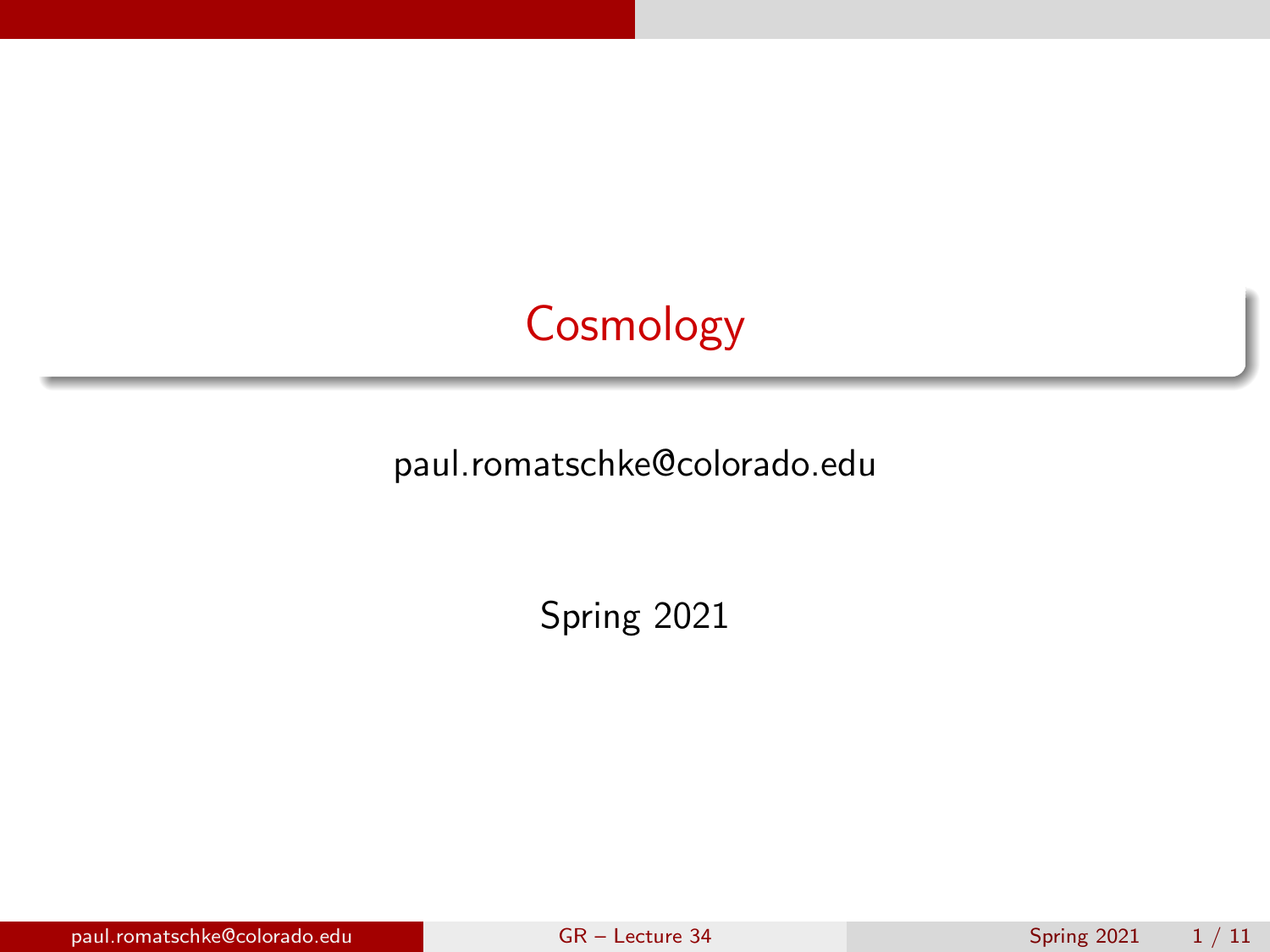# Cosmology

paul.romatschke@colorado.edu

Spring 2021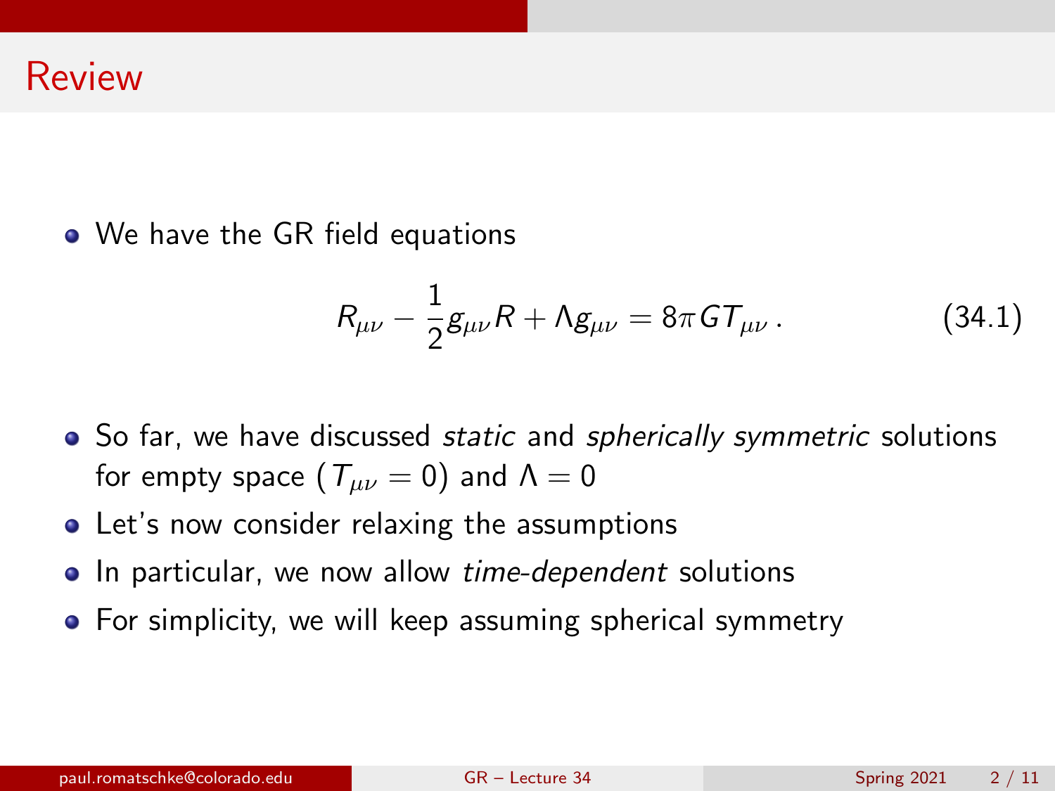# Review

- We have the GR field equations

$$R_{\mu\nu} - \frac{1}{2}g_{\mu\nu}R + \Lambda g_{\mu\nu} = 8\pi G T_{\mu\nu} \, . \tag{34.1}$$

- So far, we have discussed *static* and *spherically symmetric* solutions for empty space ($T_{\mu\nu} = 0$) and $\Lambda = 0$
- Let's now consider relaxing the assumptions
- In particular, we now allow *time-dependent* solutions
- For simplicity, we will keep assuming spherical symmetry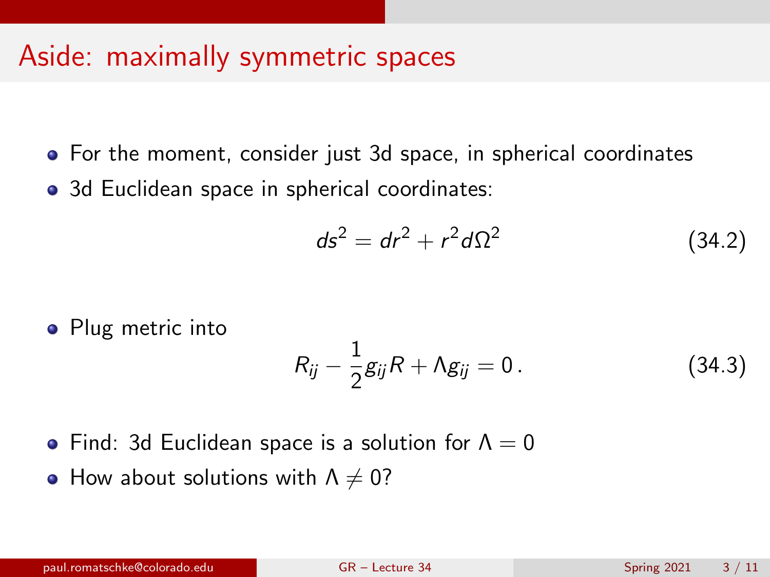# Aside: maximally symmetric spaces

- For the moment, consider just 3d space, in spherical coordinates
- 3d Euclidean space in spherical coordinates:

$$ds^2 = dr^2 + r^2 d\Omega^2 \tag{34.2}$$

- Plug metric into

$$R_{ij} - \frac{1}{2} g_{ij} R + \Lambda g_{ij} = 0\,. \tag{34.3}$$

- Find: 3d Euclidean space is a solution for $\Lambda = 0$
- How about solutions with $\Lambda \neq 0$?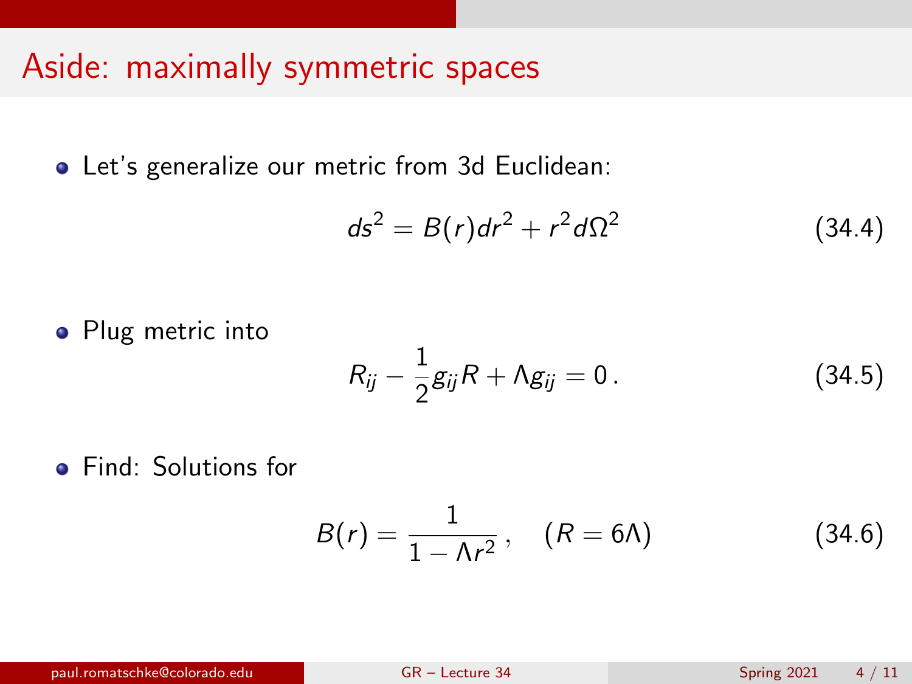# Aside: maximally symmetric spaces

- Let's generalize our metric from 3d Euclidean:

$$ds^2 = B(r)dr^2 + r^2 d\Omega^2 \tag{34.4}$$

- Plug metric into

$$R_{ij} - \frac{1}{2}g_{ij}R + \Lambda g_{ij} = 0\,. \tag{34.5}$$

- Find: Solutions for

$$B(r) = \frac{1}{1-\Lambda r^2}\,, \quad (R = 6\Lambda) \tag{34.6}$$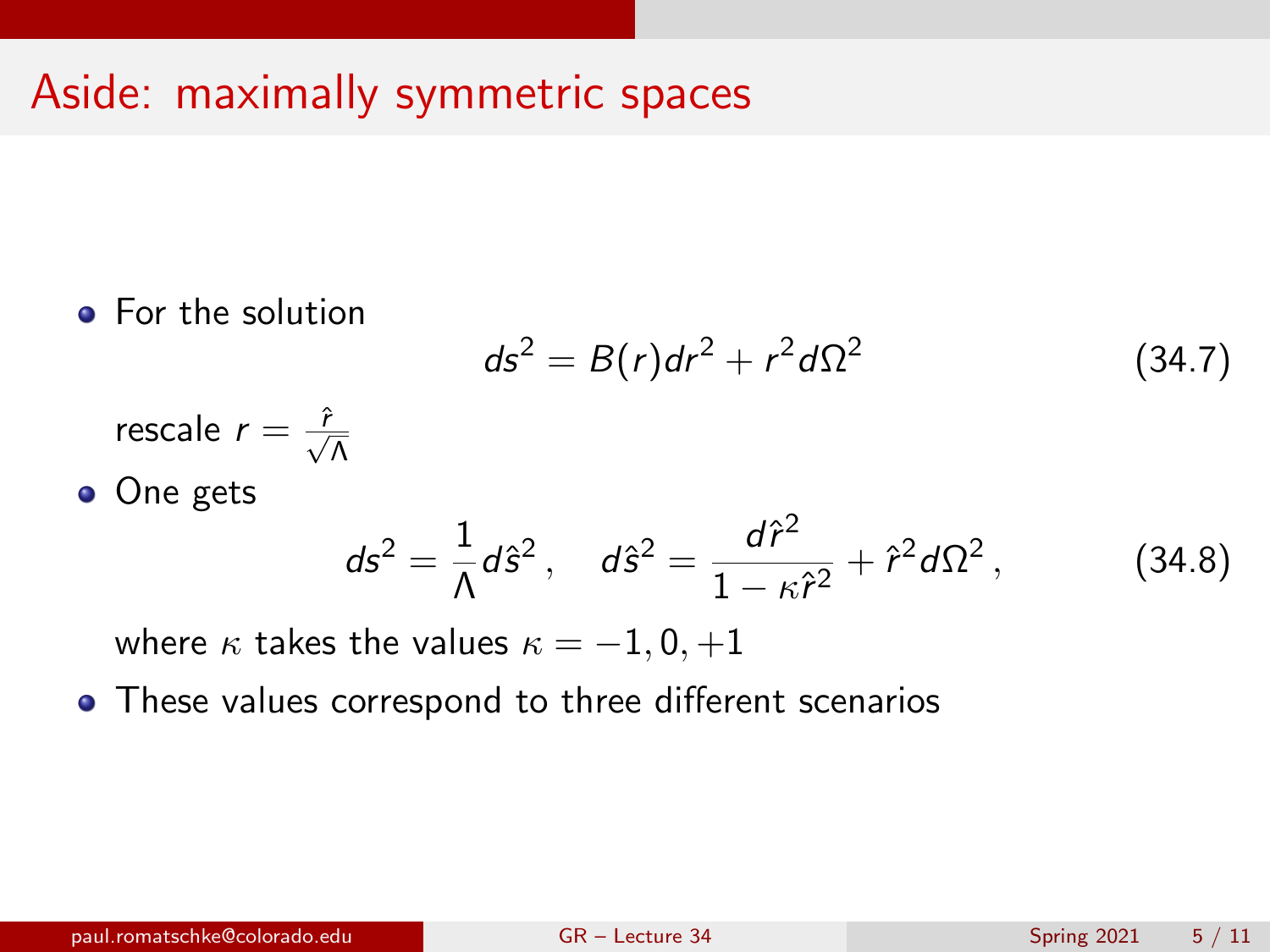# Aside: maximally symmetric spaces

- For the solution

$$ds^2 = B(r)dr^2 + r^2 d\Omega^2 \tag{34.7}$$

  rescale $r = \frac{\hat{r}}{\sqrt{\Lambda}}$

- One gets

$$ds^2 = \frac{1}{\Lambda} d\hat{s}^2\,, \quad d\hat{s}^2 = \frac{d\hat{r}^2}{1 - \kappa \hat{r}^2} + \hat{r}^2 d\Omega^2\,, \tag{34.8}$$

  where $\kappa$ takes the values $\kappa = -1, 0, +1$

- These values correspond to three different scenarios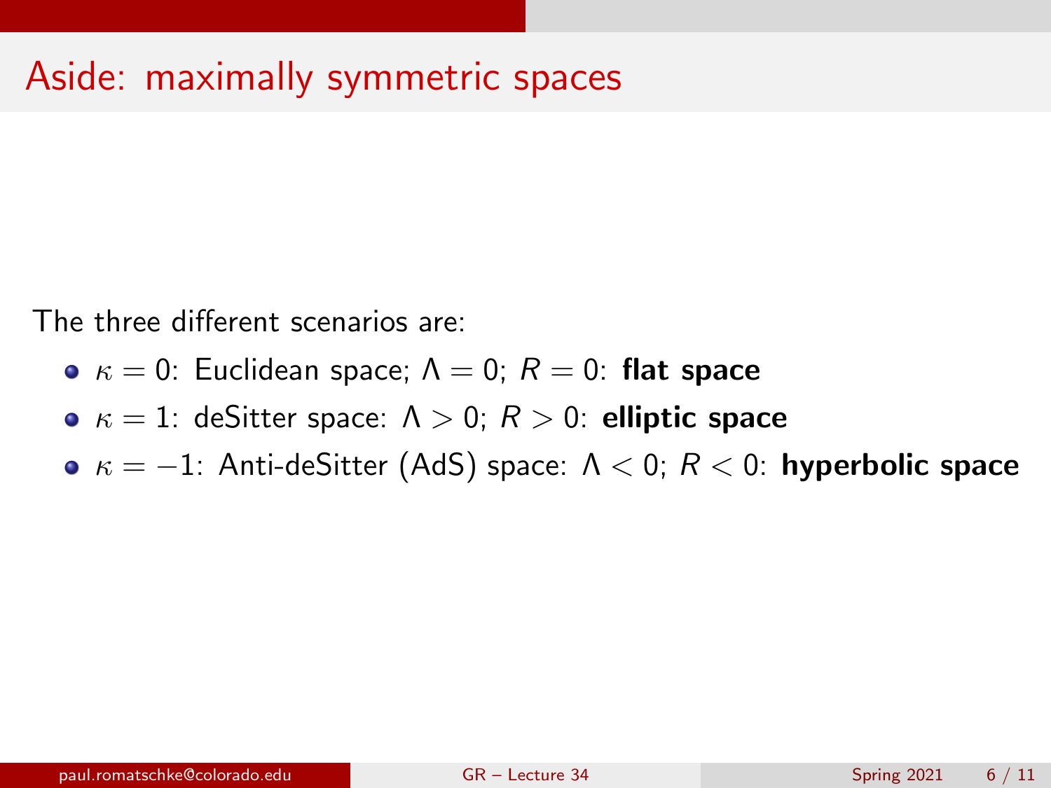# Aside: maximally symmetric spaces

The three different scenarios are:

- $\kappa = 0$: Euclidean space; $\Lambda = 0$; $R = 0$: **flat space**
- $\kappa = 1$: deSitter space: $\Lambda > 0$; $R > 0$: **elliptic space**
- $\kappa = -1$: Anti-deSitter (AdS) space: $\Lambda < 0$; $R < 0$: **hyperbolic space**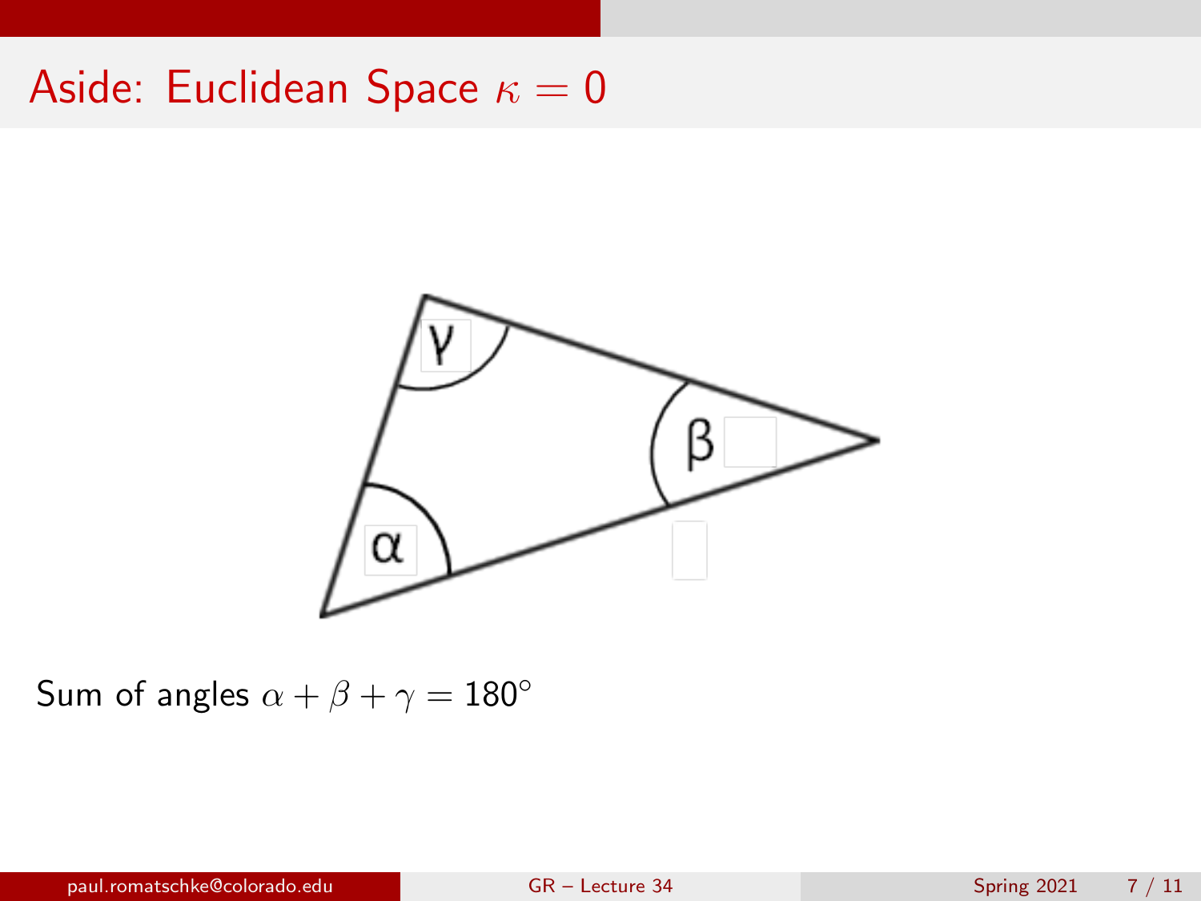# Aside: Euclidean Space $\kappa = 0$

Sum of angles $\alpha + \beta + \gamma = 180^\circ$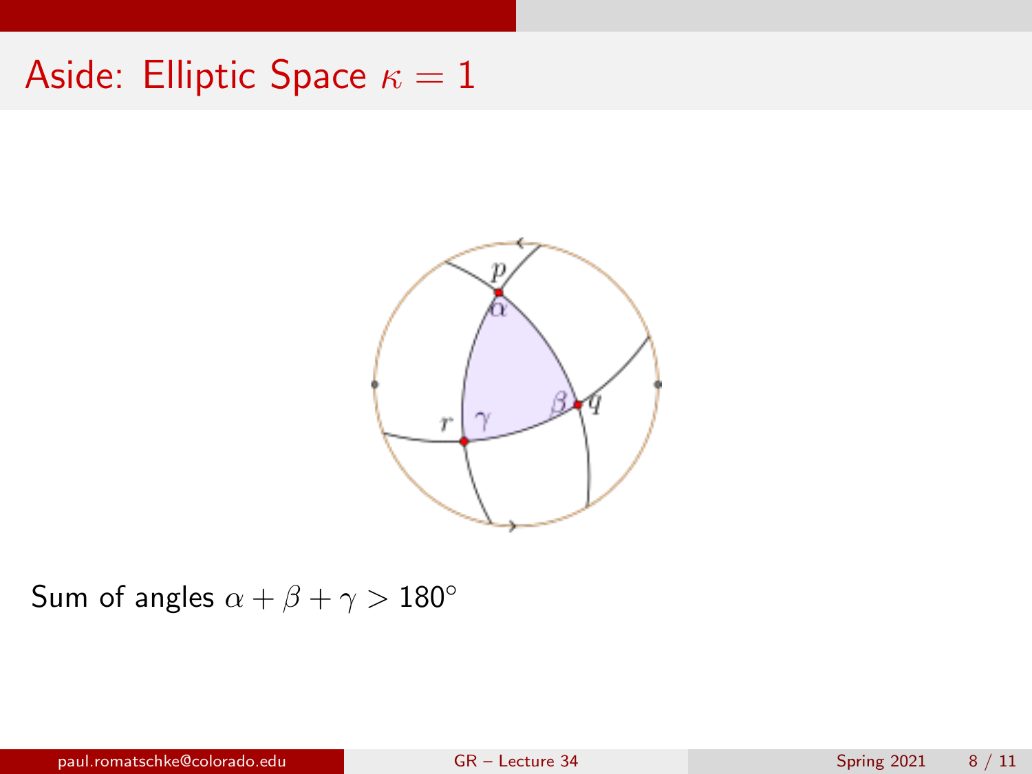# Aside: Elliptic Space $\kappa = 1$

Sum of angles $\alpha + \beta + \gamma > 180^\circ$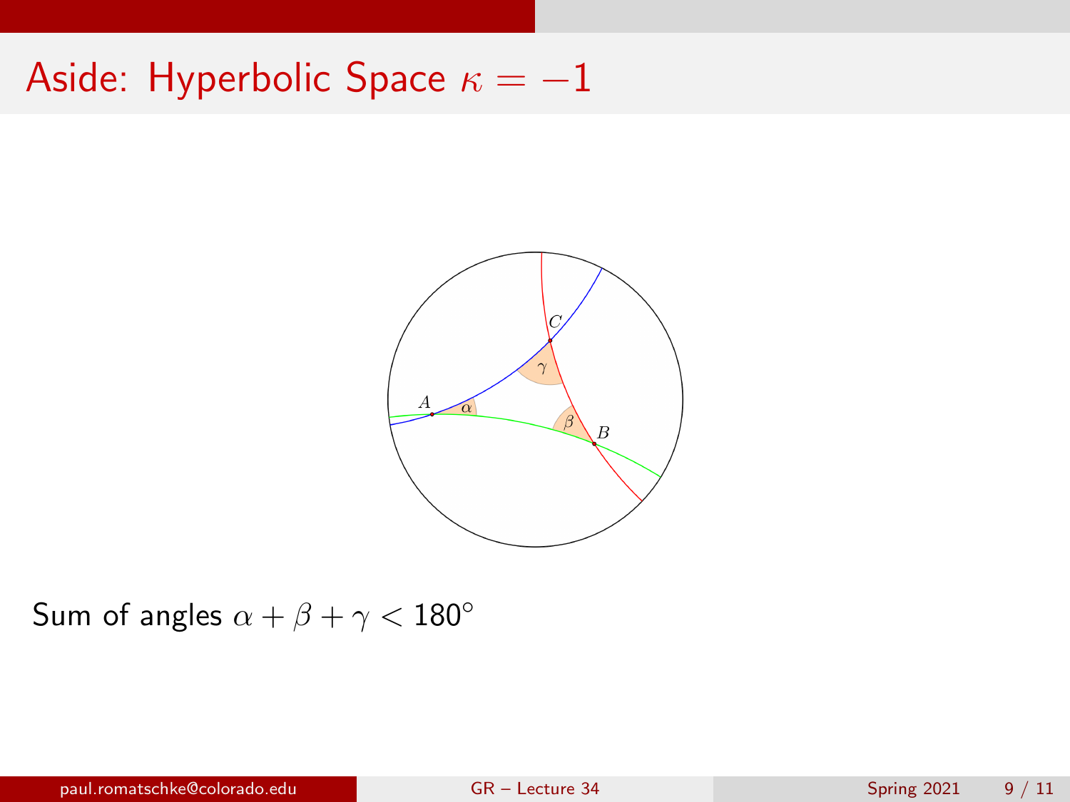# Aside: Hyperbolic Space $\kappa = -1$

Sum of angles $\alpha + \beta + \gamma < 180°$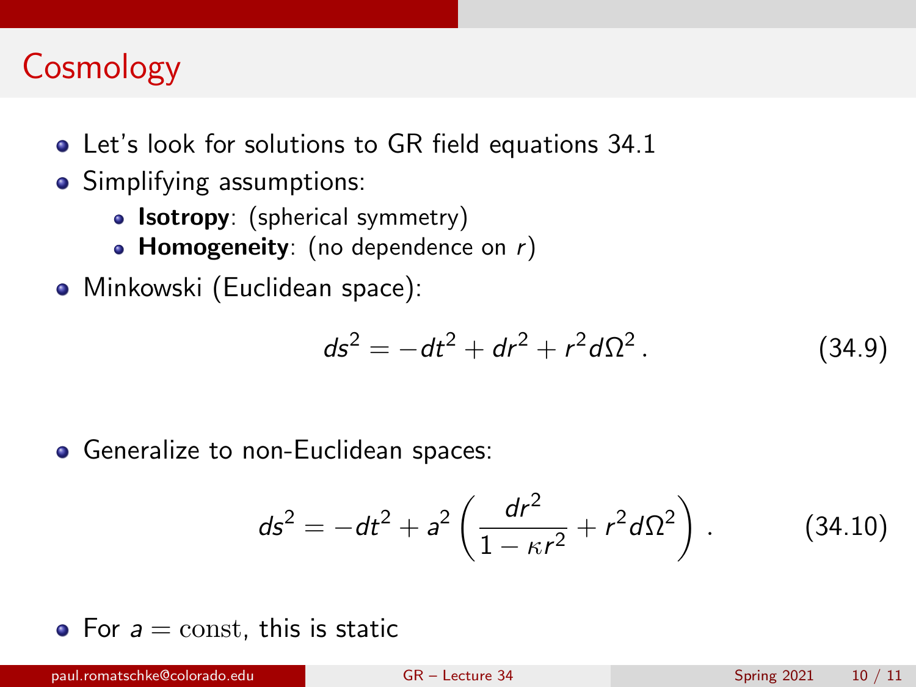# Cosmology

- Let's look for solutions to GR field equations 34.1
- Simplifying assumptions:
  - **Isotropy**: (spherical symmetry)
  - **Homogeneity**: (no dependence on $r$)
- Minkowski (Euclidean space):

$$ds^2 = -dt^2 + dr^2 + r^2 d\Omega^2 \,. \tag{34.9}$$

- Generalize to non-Euclidean spaces:

$$ds^2 = -dt^2 + a^2 \left( \frac{dr^2}{1 - \kappa r^2} + r^2 d\Omega^2 \right) \,. \tag{34.10}$$

- For $a = \mathrm{const}$, this is static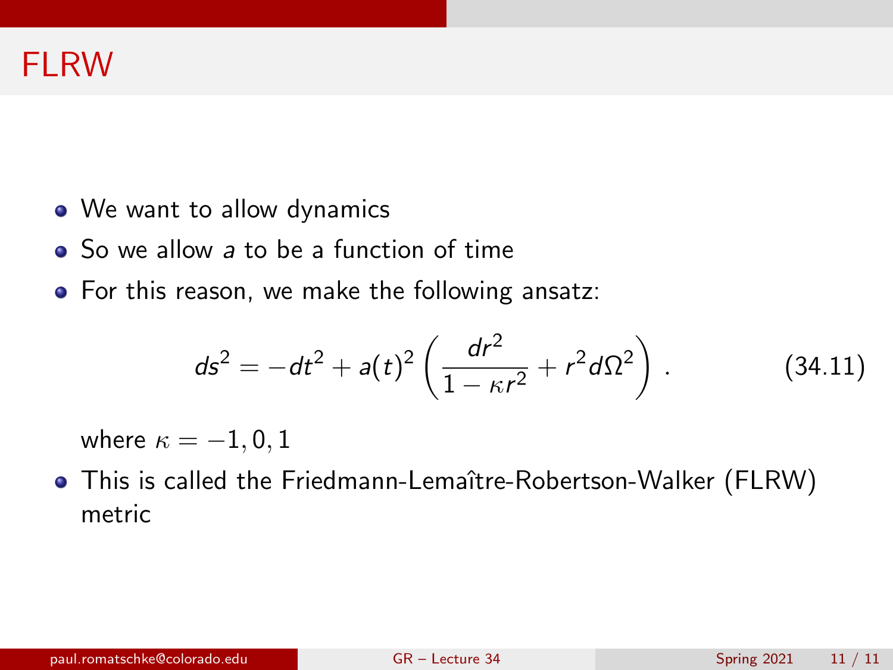# FLRW

- We want to allow dynamics
- So we allow $a$ to be a function of time
- For this reason, we make the following ansatz:

$$ds^2 = -dt^2 + a(t)^2 \left( \frac{dr^2}{1 - \kappa r^2} + r^2 d\Omega^2 \right) . \tag{34.11}$$

  where $\kappa = -1, 0, 1$

- This is called the Friedmann-Lemaître-Robertson-Walker (FLRW) metric